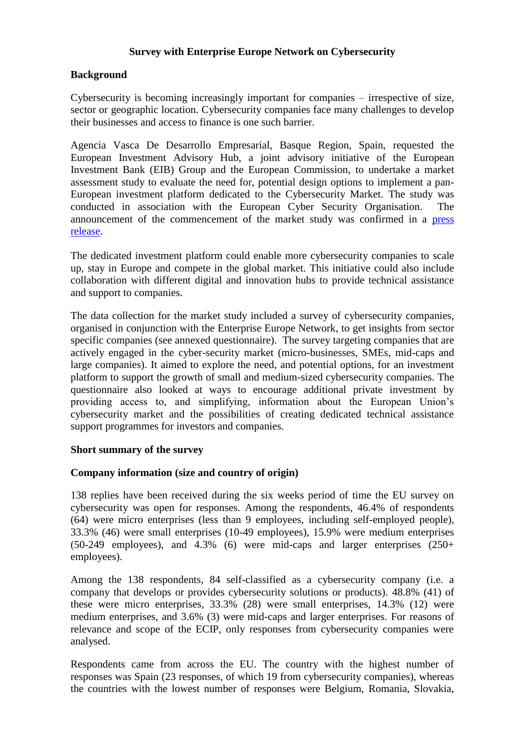# Survey with Enterprise Europe Network on Cybersecurity

## Background

Cybersecurity is becoming increasingly important for companies – irrespective of size, sector or geographic location. Cybersecurity companies face many challenges to develop their businesses and access to finance is one such barrier.

Agencia Vasca De Desarrollo Empresarial, Basque Region, Spain, requested the European Investment Advisory Hub, a joint advisory initiative of the European Investment Bank (EIB) Group and the European Commission, to undertake a market assessment study to evaluate the need for, potential design options to implement a pan-European investment platform dedicated to the Cybersecurity Market. The study was conducted in association with the European Cyber Security Organisation. The announcement of the commencement of the market study was confirmed in a press release.

The dedicated investment platform could enable more cybersecurity companies to scale up, stay in Europe and compete in the global market. This initiative could also include collaboration with different digital and innovation hubs to provide technical assistance and support to companies.

The data collection for the market study included a survey of cybersecurity companies, organised in conjunction with the Enterprise Europe Network, to get insights from sector specific companies (see annexed questionnaire). The survey targeting companies that are actively engaged in the cyber-security market (micro-businesses, SMEs, mid-caps and large companies). It aimed to explore the need, and potential options, for an investment platform to support the growth of small and medium-sized cybersecurity companies. The questionnaire also looked at ways to encourage additional private investment by providing access to, and simplifying, information about the European Union's cybersecurity market and the possibilities of creating dedicated technical assistance support programmes for investors and companies.

## Short summary of the survey

### Company information (size and country of origin)

138 replies have been received during the six weeks period of time the EU survey on cybersecurity was open for responses. Among the respondents, 46.4% of respondents (64) were micro enterprises (less than 9 employees, including self-employed people), 33.3% (46) were small enterprises (10-49 employees), 15.9% were medium enterprises (50-249 employees), and 4.3% (6) were mid-caps and larger enterprises (250+ employees).

Among the 138 respondents, 84 self-classified as a cybersecurity company (i.e. a company that develops or provides cybersecurity solutions or products). 48.8% (41) of these were micro enterprises, 33.3% (28) were small enterprises, 14.3% (12) were medium enterprises, and 3.6% (3) were mid-caps and larger enterprises. For reasons of relevance and scope of the ECIP, only responses from cybersecurity companies were analysed.

Respondents came from across the EU. The country with the highest number of responses was Spain (23 responses, of which 19 from cybersecurity companies), whereas the countries with the lowest number of responses were Belgium, Romania, Slovakia,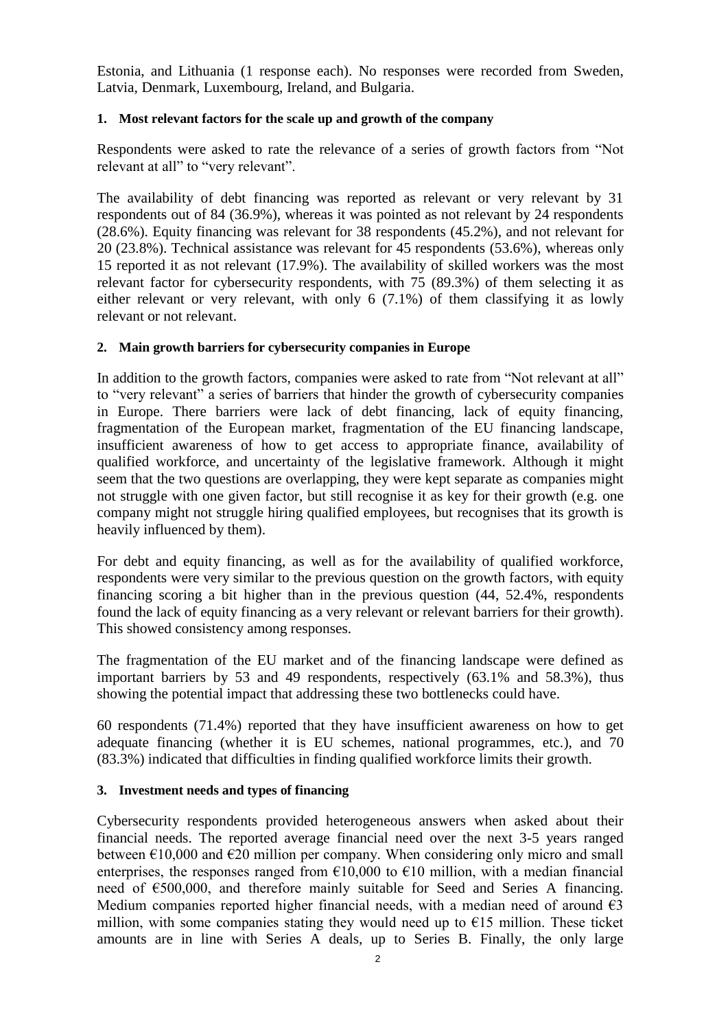Estonia, and Lithuania (1 response each). No responses were recorded from Sweden, Latvia, Denmark, Luxembourg, Ireland, and Bulgaria.

### 1. Most relevant factors for the scale up and growth of the company

Respondents were asked to rate the relevance of a series of growth factors from "Not relevant at all" to "very relevant".

The availability of debt financing was reported as relevant or very relevant by 31 respondents out of 84 (36.9%), whereas it was pointed as not relevant by 24 respondents (28.6%). Equity financing was relevant for 38 respondents (45.2%), and not relevant for 20 (23.8%). Technical assistance was relevant for 45 respondents (53.6%), whereas only 15 reported it as not relevant (17.9%). The availability of skilled workers was the most relevant factor for cybersecurity respondents, with 75 (89.3%) of them selecting it as either relevant or very relevant, with only 6 (7.1%) of them classifying it as lowly relevant or not relevant.

### 2. Main growth barriers for cybersecurity companies in Europe

In addition to the growth factors, companies were asked to rate from "Not relevant at all" to "very relevant" a series of barriers that hinder the growth of cybersecurity companies in Europe. There barriers were lack of debt financing, lack of equity financing, fragmentation of the European market, fragmentation of the EU financing landscape, insufficient awareness of how to get access to appropriate finance, availability of qualified workforce, and uncertainty of the legislative framework. Although it might seem that the two questions are overlapping, they were kept separate as companies might not struggle with one given factor, but still recognise it as key for their growth (e.g. one company might not struggle hiring qualified employees, but recognises that its growth is heavily influenced by them).

For debt and equity financing, as well as for the availability of qualified workforce, respondents were very similar to the previous question on the growth factors, with equity financing scoring a bit higher than in the previous question (44, 52.4%, respondents found the lack of equity financing as a very relevant or relevant barriers for their growth). This showed consistency among responses.

The fragmentation of the EU market and of the financing landscape were defined as important barriers by 53 and 49 respondents, respectively (63.1% and 58.3%), thus showing the potential impact that addressing these two bottlenecks could have.

60 respondents (71.4%) reported that they have insufficient awareness on how to get adequate financing (whether it is EU schemes, national programmes, etc.), and 70 (83.3%) indicated that difficulties in finding qualified workforce limits their growth.

### 3. Investment needs and types of financing

Cybersecurity respondents provided heterogeneous answers when asked about their financial needs. The reported average financial need over the next 3-5 years ranged between €10,000 and €20 million per company. When considering only micro and small enterprises, the responses ranged from €10,000 to €10 million, with a median financial need of €500,000, and therefore mainly suitable for Seed and Series A financing. Medium companies reported higher financial needs, with a median need of around €3 million, with some companies stating they would need up to €15 million. These ticket amounts are in line with Series A deals, up to Series B. Finally, the only large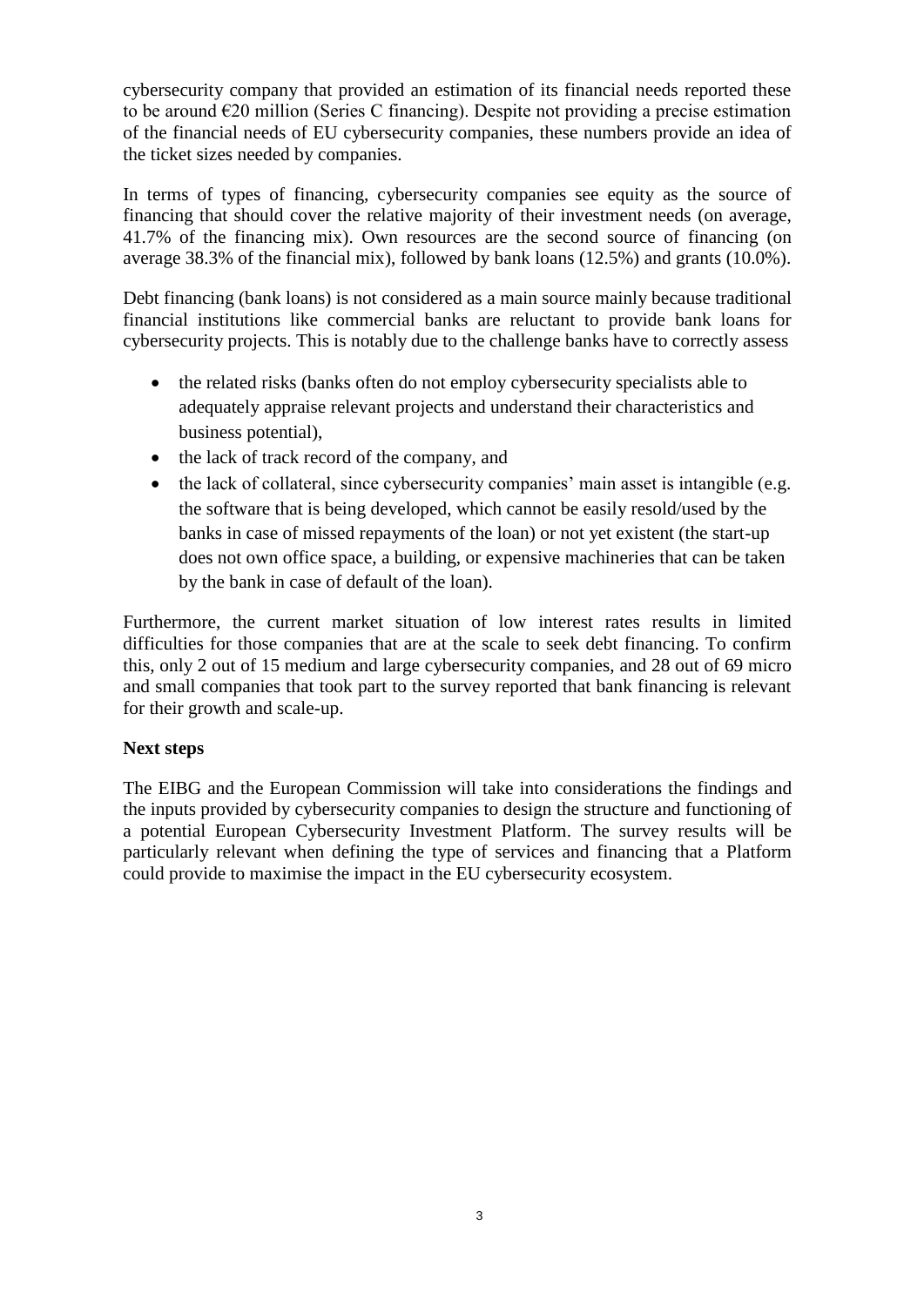cybersecurity company that provided an estimation of its financial needs reported these to be around €20 million (Series C financing). Despite not providing a precise estimation of the financial needs of EU cybersecurity companies, these numbers provide an idea of the ticket sizes needed by companies.

In terms of types of financing, cybersecurity companies see equity as the source of financing that should cover the relative majority of their investment needs (on average, 41.7% of the financing mix). Own resources are the second source of financing (on average 38.3% of the financial mix), followed by bank loans (12.5%) and grants (10.0%).

Debt financing (bank loans) is not considered as a main source mainly because traditional financial institutions like commercial banks are reluctant to provide bank loans for cybersecurity projects. This is notably due to the challenge banks have to correctly assess

- the related risks (banks often do not employ cybersecurity specialists able to adequately appraise relevant projects and understand their characteristics and business potential),
- the lack of track record of the company, and
- the lack of collateral, since cybersecurity companies' main asset is intangible (e.g. the software that is being developed, which cannot be easily resold/used by the banks in case of missed repayments of the loan) or not yet existent (the start-up does not own office space, a building, or expensive machineries that can be taken by the bank in case of default of the loan).

Furthermore, the current market situation of low interest rates results in limited difficulties for those companies that are at the scale to seek debt financing. To confirm this, only 2 out of 15 medium and large cybersecurity companies, and 28 out of 69 micro and small companies that took part to the survey reported that bank financing is relevant for their growth and scale-up.

**Next steps**

The EIBG and the European Commission will take into considerations the findings and the inputs provided by cybersecurity companies to design the structure and functioning of a potential European Cybersecurity Investment Platform. The survey results will be particularly relevant when defining the type of services and financing that a Platform could provide to maximise the impact in the EU cybersecurity ecosystem.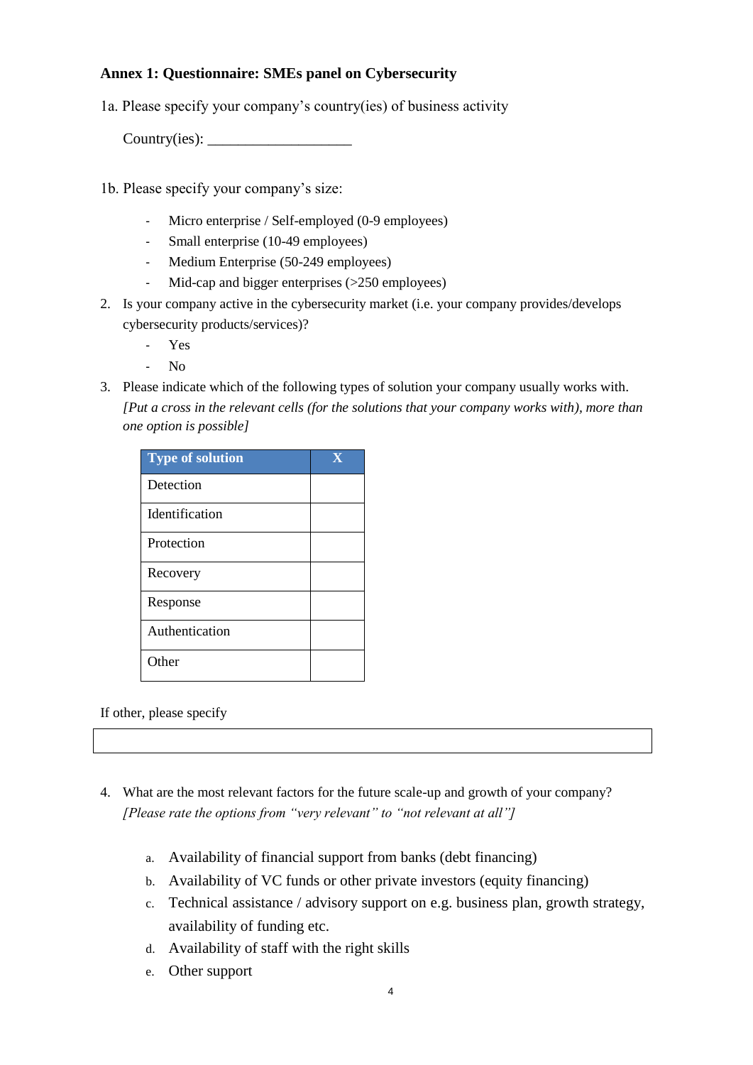### Annex 1: Questionnaire: SMEs panel on Cybersecurity

1a. Please specify your company's country(ies) of business activity

Country(ies): ___________________

1b. Please specify your company's size:

- Micro enterprise / Self-employed (0-9 employees)
- Small enterprise (10-49 employees)
- Medium Enterprise (50-249 employees)
- Mid-cap and bigger enterprises (>250 employees)

2. Is your company active in the cybersecurity market (i.e. your company provides/develops cybersecurity products/services)?
   - Yes
   - No

3. Please indicate which of the following types of solution your company usually works with. *[Put a cross in the relevant cells (for the solutions that your company works with), more than one option is possible]*

| Type of solution | X |
|---|---|
| Detection | |
| Identification | |
| Protection | |
| Recovery | |
| Response | |
| Authentication | |
| Other | |

If other, please specify

| |
|---|

4. What are the most relevant factors for the future scale-up and growth of your company? *[Please rate the options from "very relevant" to "not relevant at all"]*

   a. Availability of financial support from banks (debt financing)
   b. Availability of VC funds or other private investors (equity financing)
   c. Technical assistance / advisory support on e.g. business plan, growth strategy, availability of funding etc.
   d. Availability of staff with the right skills
   e. Other support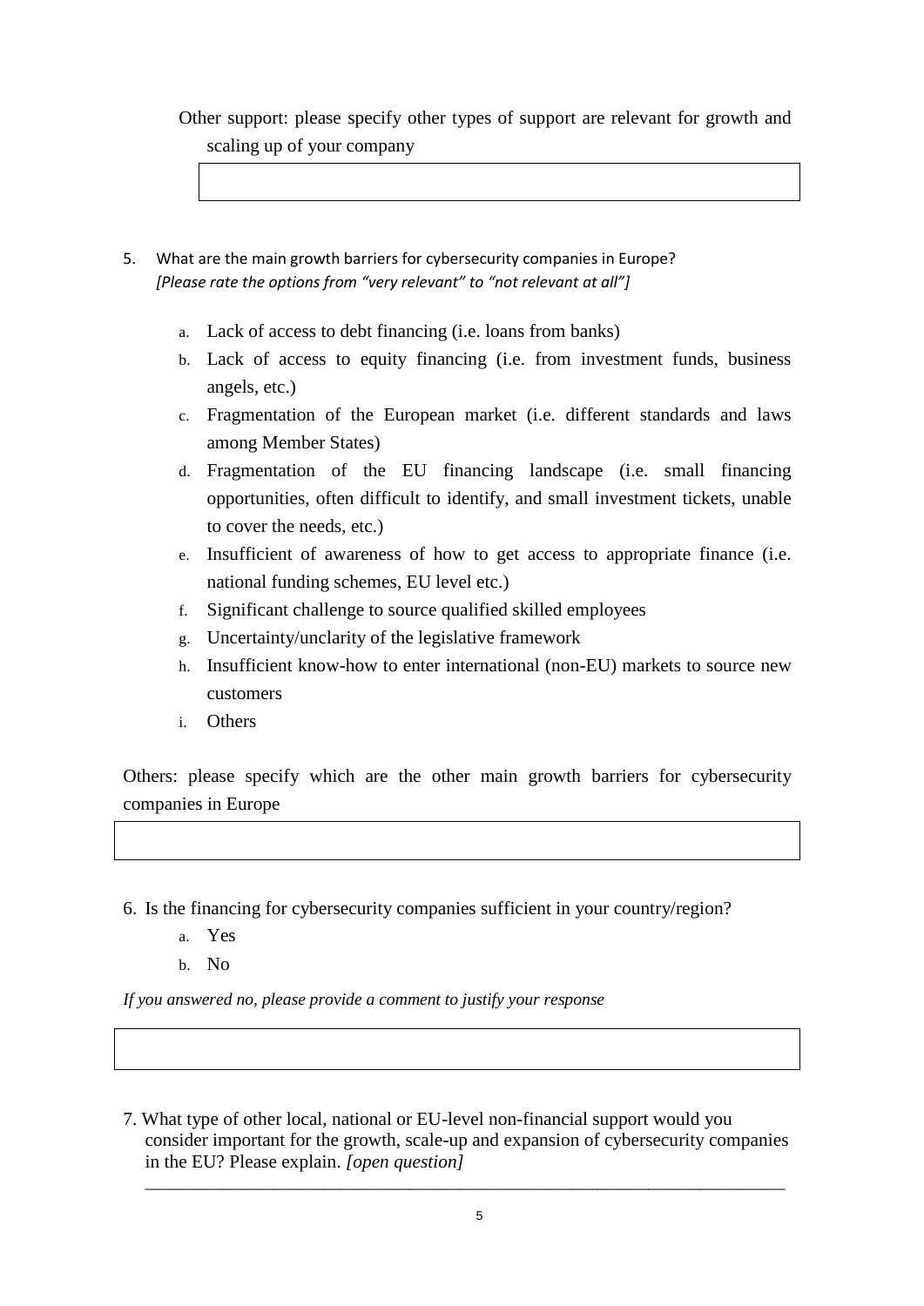Other support: please specify other types of support are relevant for growth and scaling up of your company

| |
|---|
| |

5. What are the main growth barriers for cybersecurity companies in Europe?
   *[Please rate the options from "very relevant" to "not relevant at all"]*

   a. Lack of access to debt financing (i.e. loans from banks)
   b. Lack of access to equity financing (i.e. from investment funds, business angels, etc.)
   c. Fragmentation of the European market (i.e. different standards and laws among Member States)
   d. Fragmentation of the EU financing landscape (i.e. small financing opportunities, often difficult to identify, and small investment tickets, unable to cover the needs, etc.)
   e. Insufficient of awareness of how to get access to appropriate finance (i.e. national funding schemes, EU level etc.)
   f. Significant challenge to source qualified skilled employees
   g. Uncertainty/unclarity of the legislative framework
   h. Insufficient know-how to enter international (non-EU) markets to source new customers
   i. Others

Others: please specify which are the other main growth barriers for cybersecurity companies in Europe

| |
|---|
| |

6. Is the financing for cybersecurity companies sufficient in your country/region?
   a. Yes
   b. No

*If you answered no, please provide a comment to justify your response*

| |
|---|
| |

7. What type of other local, national or EU-level non-financial support would you consider important for the growth, scale-up and expansion of cybersecurity companies in the EU? Please explain. *[open question]*

___________________________________________________________________________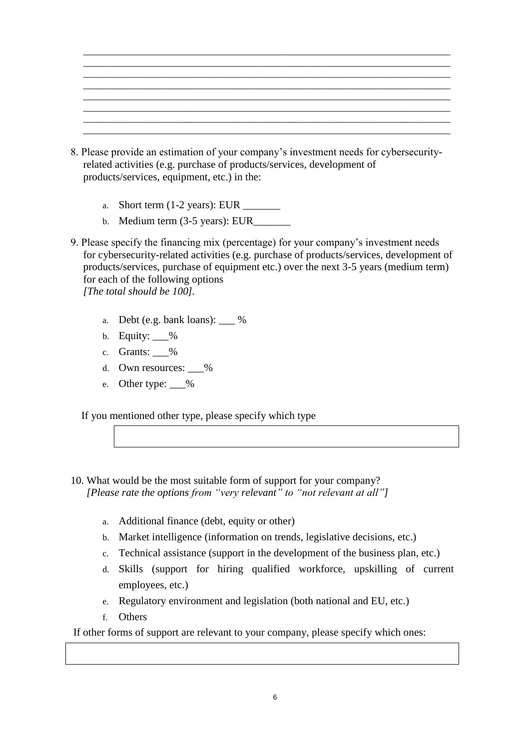________________________________________________________________________
________________________________________________________________________
________________________________________________________________________
________________________________________________________________________
________________________________________________________________________
________________________________________________________________________
________________________________________________________________________
________________________________________________________________________

8. Please provide an estimation of your company's investment needs for cybersecurity-related activities (e.g. purchase of products/services, development of products/services, equipment, etc.) in the:

   a. Short term (1-2 years): EUR _______
   b. Medium term (3-5 years): EUR_______

9. Please specify the financing mix (percentage) for your company's investment needs for cybersecurity-related activities (e.g. purchase of products/services, development of products/services, purchase of equipment etc.) over the next 3-5 years (medium term) for each of the following options
   *[The total should be 100]*.

   a. Debt (e.g. bank loans): ___ %
   b. Equity: ___%
   c. Grants: ___%
   d. Own resources: ___%
   e. Other type: ___%

   If you mentioned other type, please specify which type

   |   |
   |---|
   |   |

10. What would be the most suitable form of support for your company?
    *[Please rate the options from "very relevant" to "not relevant at all"]*

    a. Additional finance (debt, equity or other)
    b. Market intelligence (information on trends, legislative decisions, etc.)
    c. Technical assistance (support in the development of the business plan, etc.)
    d. Skills (support for hiring qualified workforce, upskilling of current employees, etc.)
    e. Regulatory environment and legislation (both national and EU, etc.)
    f. Others

If other forms of support are relevant to your company, please specify which ones:

|   |
|---|
|   |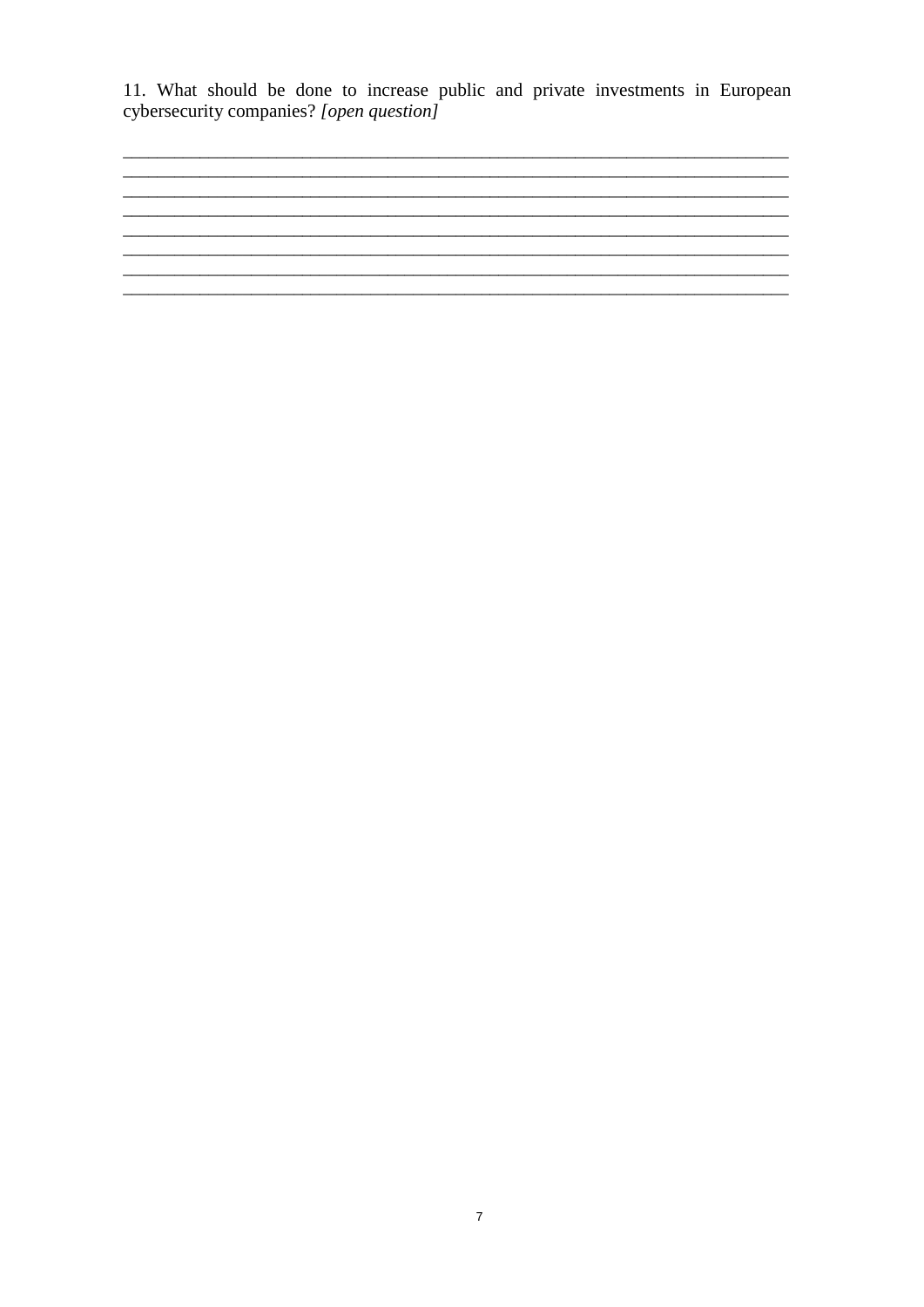11. What should be done to increase public and private investments in European cybersecurity companies? *[open question]*

\_\_\_\_\_\_\_\_\_\_\_\_\_\_\_\_\_\_\_\_\_\_\_\_\_\_\_\_\_\_\_\_\_\_\_\_\_\_\_\_\_\_\_\_\_\_\_\_\_\_\_\_\_\_\_\_\_\_\_\_\_\_\_\_\_\_\_\_\_\_\_\_\_\_\_\_

\_\_\_\_\_\_\_\_\_\_\_\_\_\_\_\_\_\_\_\_\_\_\_\_\_\_\_\_\_\_\_\_\_\_\_\_\_\_\_\_\_\_\_\_\_\_\_\_\_\_\_\_\_\_\_\_\_\_\_\_\_\_\_\_\_\_\_\_\_\_\_\_\_\_\_\_

\_\_\_\_\_\_\_\_\_\_\_\_\_\_\_\_\_\_\_\_\_\_\_\_\_\_\_\_\_\_\_\_\_\_\_\_\_\_\_\_\_\_\_\_\_\_\_\_\_\_\_\_\_\_\_\_\_\_\_\_\_\_\_\_\_\_\_\_\_\_\_\_\_\_\_\_

\_\_\_\_\_\_\_\_\_\_\_\_\_\_\_\_\_\_\_\_\_\_\_\_\_\_\_\_\_\_\_\_\_\_\_\_\_\_\_\_\_\_\_\_\_\_\_\_\_\_\_\_\_\_\_\_\_\_\_\_\_\_\_\_\_\_\_\_\_\_\_\_\_\_\_\_

\_\_\_\_\_\_\_\_\_\_\_\_\_\_\_\_\_\_\_\_\_\_\_\_\_\_\_\_\_\_\_\_\_\_\_\_\_\_\_\_\_\_\_\_\_\_\_\_\_\_\_\_\_\_\_\_\_\_\_\_\_\_\_\_\_\_\_\_\_\_\_\_\_\_\_\_

\_\_\_\_\_\_\_\_\_\_\_\_\_\_\_\_\_\_\_\_\_\_\_\_\_\_\_\_\_\_\_\_\_\_\_\_\_\_\_\_\_\_\_\_\_\_\_\_\_\_\_\_\_\_\_\_\_\_\_\_\_\_\_\_\_\_\_\_\_\_\_\_\_\_\_\_

\_\_\_\_\_\_\_\_\_\_\_\_\_\_\_\_\_\_\_\_\_\_\_\_\_\_\_\_\_\_\_\_\_\_\_\_\_\_\_\_\_\_\_\_\_\_\_\_\_\_\_\_\_\_\_\_\_\_\_\_\_\_\_\_\_\_\_\_\_\_\_\_\_\_\_\_

\_\_\_\_\_\_\_\_\_\_\_\_\_\_\_\_\_\_\_\_\_\_\_\_\_\_\_\_\_\_\_\_\_\_\_\_\_\_\_\_\_\_\_\_\_\_\_\_\_\_\_\_\_\_\_\_\_\_\_\_\_\_\_\_\_\_\_\_\_\_\_\_\_\_\_\_